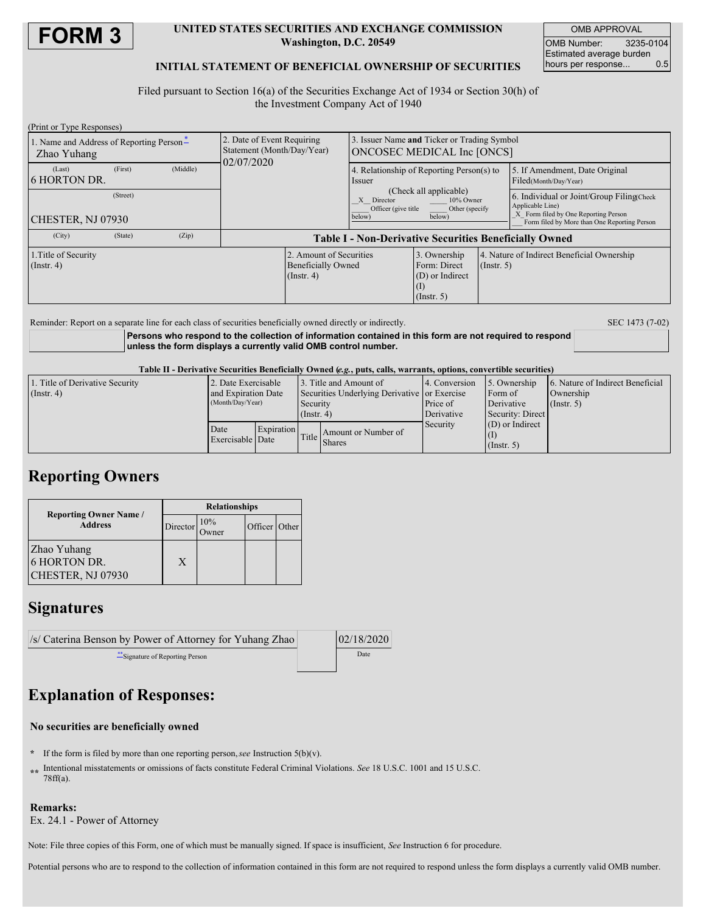# FORM 3

**UNITED STATES SECURITIES AND EXCHANGE COMMISSION**
**Washington, D.C. 20549**

**INITIAL STATEMENT OF BENEFICIAL OWNERSHIP OF SECURITIES**

| OMB APPROVAL | |
|---|---|
| OMB Number: | 3235-0104 |
| Estimated average burden hours per response... | 0.5 |

Filed pursuant to Section 16(a) of the Securities Exchange Act of 1934 or Section 30(h) of the Investment Company Act of 1940

(Print or Type Responses)

| 1. Name and Address of Reporting Person* | 2. Date of Event Requiring Statement (Month/Day/Year) | 3. Issuer Name and Ticker or Trading Symbol |
|---|---|---|
| Zhao Yuhang<br>(Last) (First) (Middle)<br>6 HORTON DR.<br>(Street)<br>CHESTER, NJ 07930<br>(City) (State) (Zip) | 02/07/2020 | ONCOSEC MEDICAL Inc [ONCS] |

| 4. Relationship of Reporting Person(s) to Issuer (Check all applicable) | 5. If Amendment, Date Original Filed(Month/Day/Year) | 6. Individual or Joint/Group Filing(Check Applicable Line) |
|---|---|---|
| _X_ Director<br>___ 10% Owner<br>___ Officer (give title below)<br>___ Other (specify below) | | _X_ Form filed by One Reporting Person<br>___ Form filed by More than One Reporting Person |

**Table I - Non-Derivative Securities Beneficially Owned**

| 1.Title of Security (Instr. 4) | 2. Amount of Securities Beneficially Owned (Instr. 4) | 3. Ownership Form: Direct (D) or Indirect (I) (Instr. 5) | 4. Nature of Indirect Beneficial Ownership (Instr. 5) |
|---|---|---|---|

Reminder: Report on a separate line for each class of securities beneficially owned directly or indirectly.

SEC 1473 (7-02)

**Persons who respond to the collection of information contained in this form are not required to respond unless the form displays a currently valid OMB control number.**

**Table II - Derivative Securities Beneficially Owned (*e.g.*, puts, calls, warrants, options, convertible securities)**

| 1. Title of Derivative Security (Instr. 4) | 2. Date Exercisable and Expiration Date (Month/Day/Year) | | 3. Title and Amount of Securities Underlying Derivative Security (Instr. 4) | | 4. Conversion or Exercise Price of Derivative Security | 5. Ownership Form of Derivative Security: Direct (D) or Indirect (I) (Instr. 5) | 6. Nature of Indirect Beneficial Ownership (Instr. 5) |
|---|---|---|---|---|---|---|---|
| | Date Exercisable | Expiration Date | Title | Amount or Number of Shares | | | |

## Reporting Owners

| Reporting Owner Name / Address | Relationships | | | |
|---|---|---|---|---|
| | Director | 10% Owner | Officer | Other |
| Zhao Yuhang<br>6 HORTON DR.<br>CHESTER, NJ 07930 | X | | | |

## Signatures

| /s/ Caterina Benson by Power of Attorney for Yuhang Zhao | 02/18/2020 |
|---|---|
| **Signature of Reporting Person | Date |

## Explanation of Responses:

**No securities are beneficially owned**

\* If the form is filed by more than one reporting person, *see* Instruction 5(b)(v).

** Intentional misstatements or omissions of facts constitute Federal Criminal Violations. *See* 18 U.S.C. 1001 and 15 U.S.C. 78ff(a).

**Remarks:**
Ex. 24.1 - Power of Attorney

Note: File three copies of this Form, one of which must be manually signed. If space is insufficient, *See* Instruction 6 for procedure.

Potential persons who are to respond to the collection of information contained in this form are not required to respond unless the form displays a currently valid OMB number.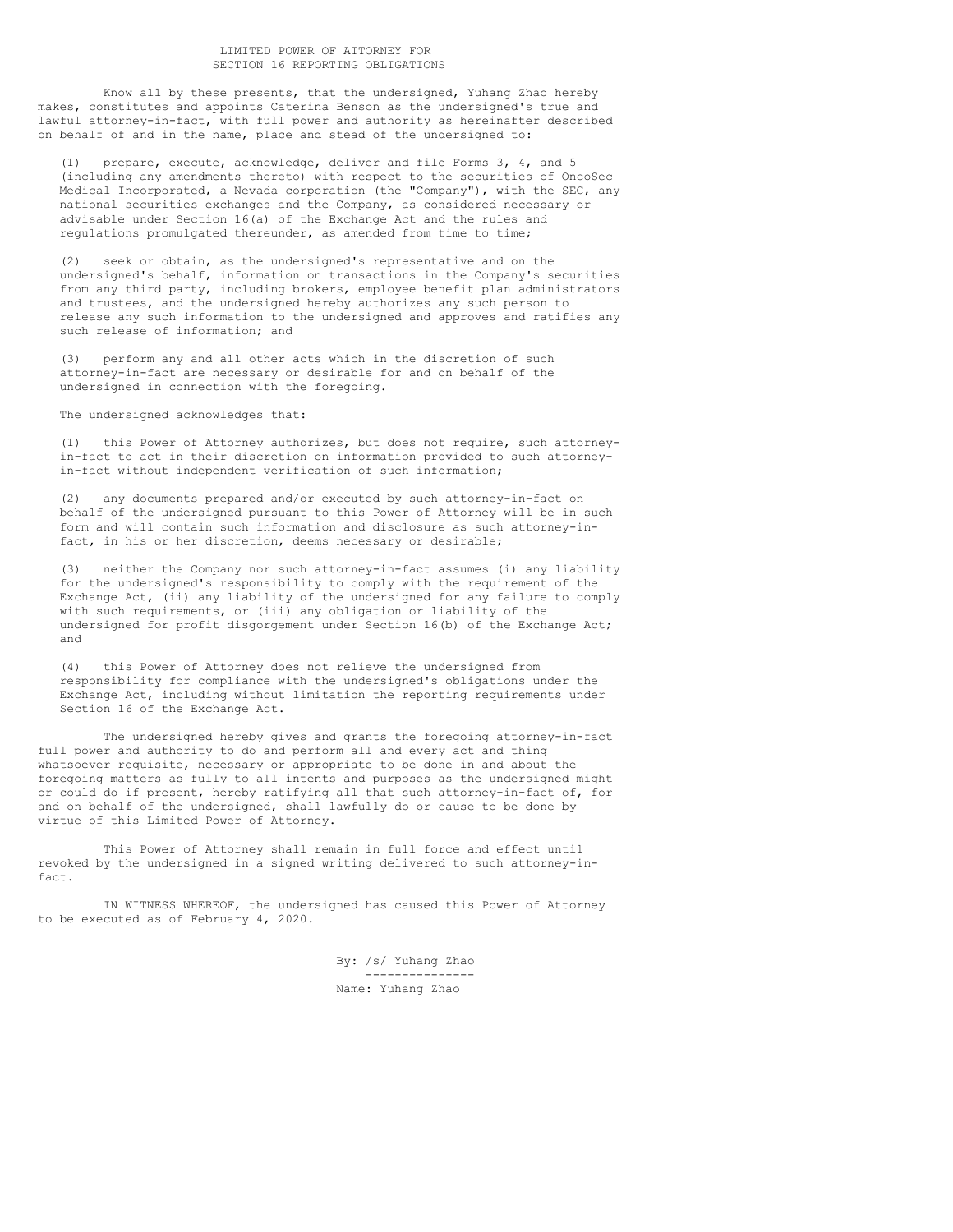# LIMITED POWER OF ATTORNEY FOR SECTION 16 REPORTING OBLIGATIONS

Know all by these presents, that the undersigned, Yuhang Zhao hereby makes, constitutes and appoints Caterina Benson as the undersigned's true and lawful attorney-in-fact, with full power and authority as hereinafter described on behalf of and in the name, place and stead of the undersigned to:

(1) prepare, execute, acknowledge, deliver and file Forms 3, 4, and 5 (including any amendments thereto) with respect to the securities of OncoSec Medical Incorporated, a Nevada corporation (the "Company"), with the SEC, any national securities exchanges and the Company, as considered necessary or advisable under Section 16(a) of the Exchange Act and the rules and regulations promulgated thereunder, as amended from time to time;

(2) seek or obtain, as the undersigned's representative and on the undersigned's behalf, information on transactions in the Company's securities from any third party, including brokers, employee benefit plan administrators and trustees, and the undersigned hereby authorizes any such person to release any such information to the undersigned and approves and ratifies any such release of information; and

(3) perform any and all other acts which in the discretion of such attorney-in-fact are necessary or desirable for and on behalf of the undersigned in connection with the foregoing.

The undersigned acknowledges that:

(1) this Power of Attorney authorizes, but does not require, such attorney-in-fact to act in their discretion on information provided to such attorney-in-fact without independent verification of such information;

(2) any documents prepared and/or executed by such attorney-in-fact on behalf of the undersigned pursuant to this Power of Attorney will be in such form and will contain such information and disclosure as such attorney-in-fact, in his or her discretion, deems necessary or desirable;

(3) neither the Company nor such attorney-in-fact assumes (i) any liability for the undersigned's responsibility to comply with the requirement of the Exchange Act, (ii) any liability of the undersigned for any failure to comply with such requirements, or (iii) any obligation or liability of the undersigned for profit disgorgement under Section 16(b) of the Exchange Act; and

(4) this Power of Attorney does not relieve the undersigned from responsibility for compliance with the undersigned's obligations under the Exchange Act, including without limitation the reporting requirements under Section 16 of the Exchange Act.

The undersigned hereby gives and grants the foregoing attorney-in-fact full power and authority to do and perform all and every act and thing whatsoever requisite, necessary or appropriate to be done in and about the foregoing matters as fully to all intents and purposes as the undersigned might or could do if present, hereby ratifying all that such attorney-in-fact of, for and on behalf of the undersigned, shall lawfully do or cause to be done by virtue of this Limited Power of Attorney.

This Power of Attorney shall remain in full force and effect until revoked by the undersigned in a signed writing delivered to such attorney-in-fact.

IN WITNESS WHEREOF, the undersigned has caused this Power of Attorney to be executed as of February 4, 2020.

By: /s/ Yuhang Zhao

Name: Yuhang Zhao